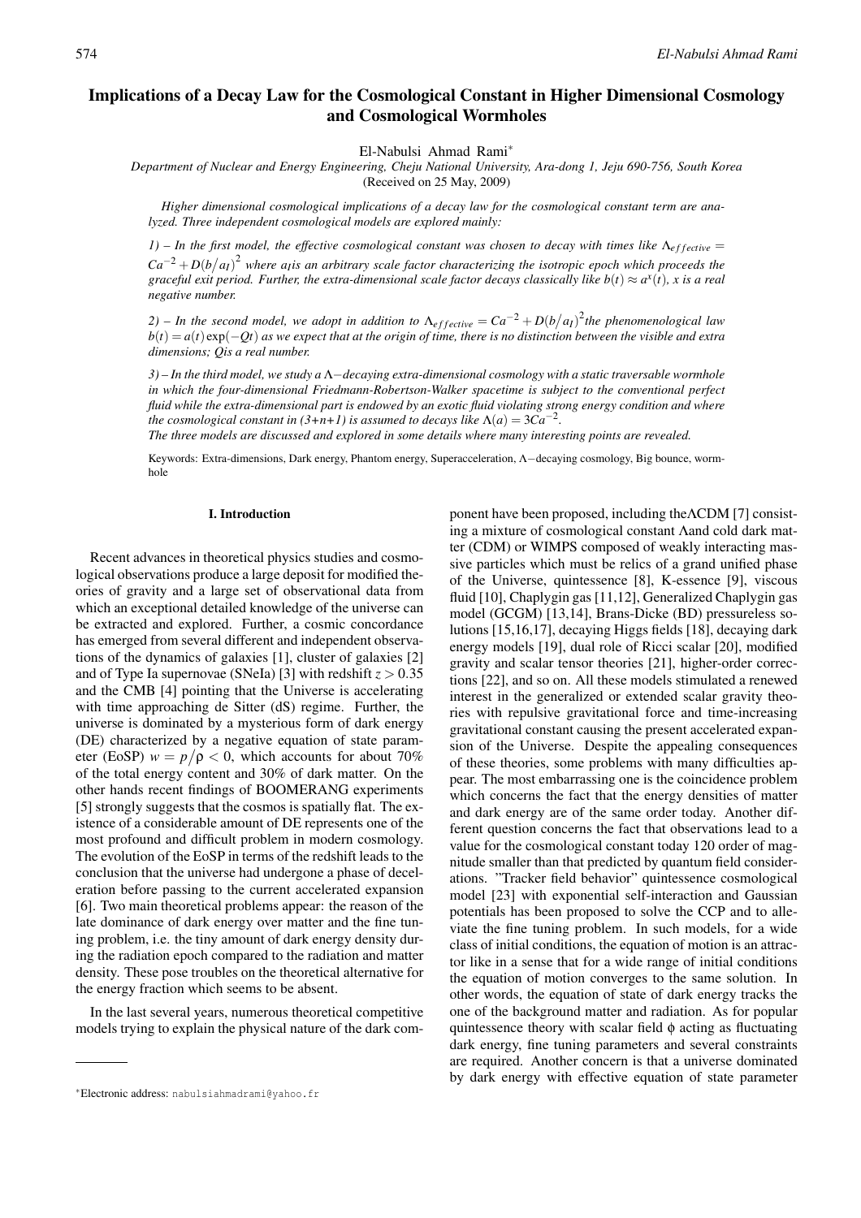# Implications of a Decay Law for the Cosmological Constant in Higher Dimensional Cosmology and Cosmological Wormholes

El-Nabulsi Ahmad Rami[*]

*Department of Nuclear and Energy Engineering, Cheju National University, Ara-dong 1, Jeju 690-756, South Korea*
(Received on 25 May, 2009)

*Higher dimensional cosmological implications of a decay law for the cosmological constant term are analyzed. Three independent cosmological models are explored mainly:*

*1) – In the first model, the effective cosmological constant was chosen to decay with times like $\Lambda_{effective} = Ca^{-2} + D(b/a_I)^2$ where $a_I$ is an arbitrary scale factor characterizing the isotropic epoch which proceeds the graceful exit period. Further, the extra-dimensional scale factor decays classically like $b(t) \approx a^x(t)$, x is a real negative number.*

*2) – In the second model, we adopt in addition to $\Lambda_{effective} = Ca^{-2} + D(b/a_I)^2$ the phenomenological law $b(t) = a(t)\exp(-Qt)$ as we expect that at the origin of time, there is no distinction between the visible and extra dimensions; Q is a real number.*

*3) – In the third model, we study a $\Lambda-$decaying extra-dimensional cosmology with a static traversable wormhole in which the four-dimensional Friedmann-Robertson-Walker spacetime is subject to the conventional perfect fluid while the extra-dimensional part is endowed by an exotic fluid violating strong energy condition and where the cosmological constant in (3+n+1) is assumed to decays like $\Lambda(a) = 3Ca^{-2}$.*
*The three models are discussed and explored in some details where many interesting points are revealed.*

Keywords: Extra-dimensions, Dark energy, Phantom energy, Superacceleration, $\Lambda-$decaying cosmology, Big bounce, wormhole

## I. Introduction

Recent advances in theoretical physics studies and cosmological observations produce a large deposit for modified theories of gravity and a large set of observational data from which an exceptional detailed knowledge of the universe can be extracted and explored. Further, a cosmic concordance has emerged from several different and independent observations of the dynamics of galaxies [1], cluster of galaxies [2] and of Type Ia supernovae (SNeIa) [3] with redshift $z > 0.35$ and the CMB [4] pointing that the Universe is accelerating with time approaching de Sitter (dS) regime. Further, the universe is dominated by a mysterious form of dark energy (DE) characterized by a negative equation of state parameter (EoSP) $w = p/\rho < 0$, which accounts for about 70% of the total energy content and 30% of dark matter. On the other hands recent findings of BOOMERANG experiments [5] strongly suggests that the cosmos is spatially flat. The existence of a considerable amount of DE represents one of the most profound and difficult problem in modern cosmology. The evolution of the EoSP in terms of the redshift leads to the conclusion that the universe had undergone a phase of deceleration before passing to the current accelerated expansion [6]. Two main theoretical problems appear: the reason of the late dominance of dark energy over matter and the fine tuning problem, i.e. the tiny amount of dark energy density during the radiation epoch compared to the radiation and matter density. These pose troubles on the theoretical alternative for the energy fraction which seems to be absent.

In the last several years, numerous theoretical competitive models trying to explain the physical nature of the dark component have been proposed, including the $\Lambda$CDM [7] consisting a mixture of cosmological constant $\Lambda$ and cold dark matter (CDM) or WIMPS composed of weakly interacting massive particles which must be relics of a grand unified phase of the Universe, quintessence [8], K-essence [9], viscous fluid [10], Chaplygin gas [11,12], Generalized Chaplygin gas model (GCGM) [13,14], Brans-Dicke (BD) pressureless solutions [15,16,17], decaying Higgs fields [18], decaying dark energy models [19], dual role of Ricci scalar [20], modified gravity and scalar tensor theories [21], higher-order corrections [22], and so on. All these models stimulated a renewed interest in the generalized or extended scalar gravity theories with repulsive gravitational force and time-increasing gravitational constant causing the present accelerated expansion of the Universe. Despite the appealing consequences of these theories, some problems with many difficulties appear. The most embarrassing one is the coincidence problem which concerns the fact that the energy densities of matter and dark energy are of the same order today. Another different question concerns the fact that observations lead to a value for the cosmological constant today 120 order of magnitude smaller than that predicted by quantum field considerations. "Tracker field behavior" quintessence cosmological model [23] with exponential self-interaction and Gaussian potentials has been proposed to solve the CCP and to alleviate the fine tuning problem. In such models, for a wide class of initial conditions, the equation of motion is an attractor like in a sense that for a wide range of initial conditions the equation of motion converges to the same solution. In other words, the equation of state of dark energy tracks the one of the background matter and radiation. As for popular quintessence theory with scalar field $\phi$ acting as fluctuating dark energy, fine tuning parameters and several constraints are required. Another concern is that a universe dominated by dark energy with effective equation of state parameter

[*]Electronic address: nabulsiahmadrami@yahoo.fr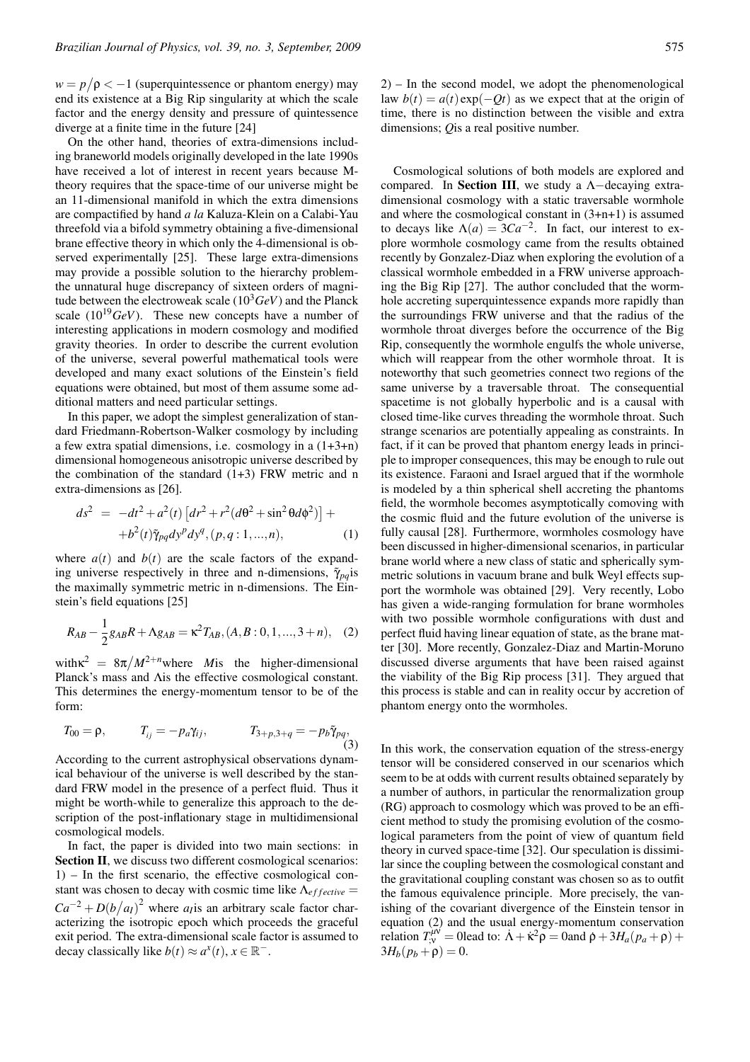$w = p/\rho < -1$ (superquintessence or phantom energy) may end its existence at a Big Rip singularity at which the scale factor and the energy density and pressure of quintessence diverge at a finite time in the future [24]

On the other hand, theories of extra-dimensions including braneworld models originally developed in the late 1990s have received a lot of interest in recent years because M-theory requires that the space-time of our universe might be an 11-dimensional manifold in which the extra dimensions are compactified by hand *a la* Kaluza-Klein on a Calabi-Yau threefold via a bifold symmetry obtaining a five-dimensional brane effective theory in which only the 4-dimensional is observed experimentally [25]. These large extra-dimensions may provide a possible solution to the hierarchy problem-the unnatural huge discrepancy of sixteen orders of magnitude between the electroweak scale ($10^3 GeV$) and the Planck scale ($10^{19} GeV$). These new concepts have a number of interesting applications in modern cosmology and modified gravity theories. In order to describe the current evolution of the universe, several powerful mathematical tools were developed and many exact solutions of the Einstein's field equations were obtained, but most of them assume some additional matters and need particular settings.

In this paper, we adopt the simplest generalization of standard Friedmann-Robertson-Walker cosmology by including a few extra spatial dimensions, i.e. cosmology in a (1+3+n) dimensional homogeneous anisotropic universe described by the combination of the standard (1+3) FRW metric and n extra-dimensions as [26].

$$
\begin{aligned}
ds^2 &= -dt^2 + a^2(t)\left[dr^2 + r^2(d\theta^2 + \sin^2\theta d\phi^2)\right] + \\
&+ b^2(t)\tilde{\gamma}_{pq}dy^p dy^q, (p,q:1,...,n),
\end{aligned} \tag{1}
$$

where $a(t)$ and $b(t)$ are the scale factors of the expanding universe respectively in three and n-dimensions, $\tilde{\gamma}_{pq}$ is the maximally symmetric metric in n-dimensions. The Einstein's field equations [25]

$$
R_{AB} - \frac{1}{2}g_{AB}R + \Lambda g_{AB} = \kappa^2 T_{AB}, (A,B:0,1,...,3+n), \tag{2}
$$

with $\kappa^2 = 8\pi/M^{2+n}$ where $M$ is the higher-dimensional Planck's mass and $\Lambda$ is the effective cosmological constant. This determines the energy-momentum tensor to be of the form:

$$
T_{00} = \rho, \qquad T_{ij} = -p_a\gamma_{ij}, \qquad T_{3+p,3+q} = -p_b\tilde{\gamma}_{pq}, \tag{3}
$$

According to the current astrophysical observations dynamical behaviour of the universe is well described by the standard FRW model in the presence of a perfect fluid. Thus it might be worth-while to generalize this approach to the description of the post-inflationary stage in multidimensional cosmological models.

In fact, the paper is divided into two main sections: in **Section II**, we discuss two different cosmological scenarios: 1) – In the first scenario, the effective cosmological constant was chosen to decay with cosmic time like $\Lambda_{effective} = Ca^{-2} + D(b/a_I)^2$ where $a_I$ is an arbitrary scale factor characterizing the isotropic epoch which proceeds the graceful exit period. The extra-dimensional scale factor is assumed to decay classically like $b(t) \approx a^x(t), x \in \mathbb{R}^-$.

2) – In the second model, we adopt the phenomenological law $b(t) = a(t)\exp(-Qt)$ as we expect that at the origin of time, there is no distinction between the visible and extra dimensions; $Q$ is a real positive number.

Cosmological solutions of both models are explored and compared. In **Section III**, we study a $\Lambda-$decaying extra-dimensional cosmology with a static traversable wormhole and where the cosmological constant in (3+n+1) is assumed to decays like $\Lambda(a) = 3Ca^{-2}$. In fact, our interest to explore wormhole cosmology came from the results obtained recently by Gonzalez-Diaz when exploring the evolution of a classical wormhole embedded in a FRW universe approaching the Big Rip [27]. The author concluded that the wormhole accreting superquintessence expands more rapidly than the surroundings FRW universe and that the radius of the wormhole throat diverges before the occurrence of the Big Rip, consequently the wormhole engulfs the whole universe, which will reappear from the other wormhole throat. It is noteworthy that such geometries connect two regions of the same universe by a traversable throat. The consequential spacetime is not globally hyperbolic and is a causal with closed time-like curves threading the wormhole throat. Such strange scenarios are potentially appealing as constraints. In fact, if it can be proved that phantom energy leads in principle to improper consequences, this may be enough to rule out its existence. Faraoni and Israel argued that if the wormhole is modeled by a thin spherical shell accreting the phantoms field, the wormhole becomes asymptotically comoving with the cosmic fluid and the future evolution of the universe is fully causal [28]. Furthermore, wormholes cosmology have been discussed in higher-dimensional scenarios, in particular brane world where a new class of static and spherically symmetric solutions in vacuum brane and bulk Weyl effects support the wormhole was obtained [29]. Very recently, Lobo has given a wide-ranging formulation for brane wormholes with two possible wormhole configurations with dust and perfect fluid having linear equation of state, as the brane matter [30]. More recently, Gonzalez-Diaz and Martin-Moruno discussed diverse arguments that have been raised against the viability of the Big Rip process [31]. They argued that this process is stable and can in reality occur by accretion of phantom energy onto the wormholes.

In this work, the conservation equation of the stress-energy tensor will be considered conserved in our scenarios which seem to be at odds with current results obtained separately by a number of authors, in particular the renormalization group (RG) approach to cosmology which was proved to be an efficient method to study the promising evolution of the cosmological parameters from the point of view of quantum field theory in curved space-time [32]. Our speculation is dissimilar since the coupling between the cosmological constant and the gravitational coupling constant was chosen so as to outfit the famous equivalence principle. More precisely, the vanishing of the covariant divergence of the Einstein tensor in equation (2) and the usual energy-momentum conservation relation $T^{\mu\nu}_{;\nu} = 0$ lead to: $\dot{\Lambda} + \dot{\kappa}^2\rho = 0$ and $\dot{\rho} + 3H_a(p_a + \rho) + 3H_b(p_b + \rho) = 0$.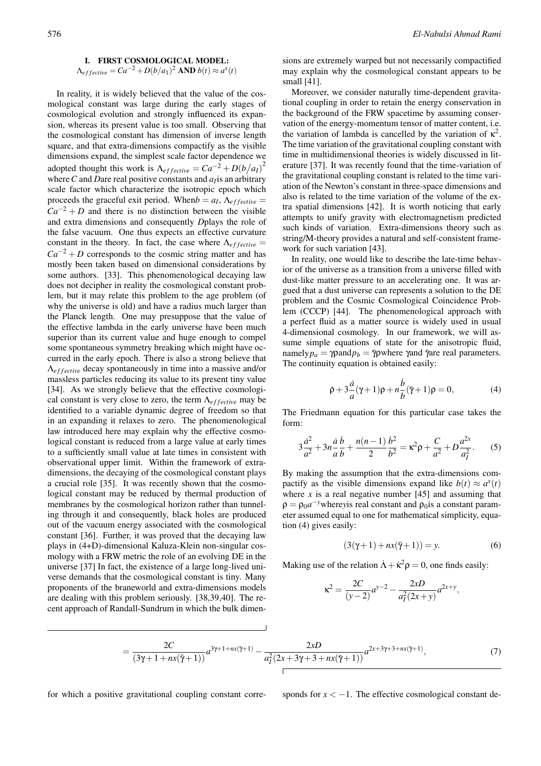## I. FIRST COSMOLOGICAL MODEL: $\Lambda_{effective} = Ca^{-2} + D(b/a_1)^2$ AND $b(t) \approx a^x(t)$

In reality, it is widely believed that the value of the cosmological constant was large during the early stages of cosmological evolution and strongly influenced its expansion, whereas its present value is too small. Observing that the cosmological constant has dimension of inverse length square, and that extra-dimensions compactify as the visible dimensions expand, the simplest scale factor dependence we adopted thought this work is $\Lambda_{effective} = Ca^{-2} + D(b/a_I)^2$ where $C$ and $D$are real positive constants and $a_I$is an arbitrary scale factor which characterize the isotropic epoch which proceeds the graceful exit period. When$b = a_I$, $\Lambda_{effective} = Ca^{-2} + D$ and there is no distinction between the visible and extra dimensions and consequently $D$plays the role of the false vacuum. One thus expects an effective curvature constant in the theory. In fact, the case where $\Lambda_{effective} = Ca^{-2} + D$ corresponds to the cosmic string matter and has mostly been taken based on dimensional considerations by some authors. [33]. This phenomenological decaying law does not decipher in reality the cosmological constant problem, but it may relate this problem to the age problem (of why the universe is old) and have a radius much larger than the Planck length. One may presuppose that the value of the effective lambda in the early universe have been much superior than its current value and huge enough to compel some spontaneous symmetry breaking which might have occurred in the early epoch. There is also a strong believe that $\Lambda_{effective}$ decay spontaneously in time into a massive and/or massless particles reducing its value to its present tiny value [34]. As we strongly believe that the effective cosmological constant is very close to zero, the term $\Lambda_{effective}$ may be identified to a variable dynamic degree of freedom so that in an expanding it relaxes to zero. The phenomenological law introduced here may explain why the effective cosmological constant is reduced from a large value at early times to a sufficiently small value at late times in consistent with observational upper limit. Within the framework of extra-dimensions, the decaying of the cosmological constant plays a crucial role [35]. It was recently shown that the cosmological constant may be reduced by thermal production of membranes by the cosmological horizon rather than tunneling through it and consequently, black holes are produced out of the vacuum energy associated with the cosmological constant [36]. Further, it was proved that the decaying law plays in (4+D)-dimensional Kaluza-Klein non-singular cosmology with a FRW metric the role of an evolving DE in the universe [37] In fact, the existence of a large long-lived universe demands that the cosmological constant is tiny. Many proponents of the braneworld and extra-dimensions models are dealing with this problem seriously. [38,39,40]. The recent approach of Randall-Sundrum in which the bulk dimensions are extremely warped but not necessarily compactified may explain why the cosmological constant appears to be small [41].

Moreover, we consider naturally time-dependent gravitational coupling in order to retain the energy conservation in the background of the FRW spacetime by assuming conservation of the energy-momentum tensor of matter content, i.e. the variation of lambda is cancelled by the variation of $\kappa^2$. The time variation of the gravitational coupling constant with time in multidimensional theories is widely discussed in literature [37]. It was recently found that the time-variation of the gravitational coupling constant is related to the time variation of the Newton's constant in three-space dimensions and also is related to the time variation of the volume of the extra spatial dimensions [42]. It is worth noticing that early attempts to unify gravity with electromagnetism predicted such kinds of variation. Extra-dimensions theory such as string/M-theory provides a natural and self-consistent framework for such variation [43].

In reality, one would like to describe the late-time behavior of the universe as a transition from a universe filled with dust-like matter pressure to an accelerating one. It was argued that a dust universe can represents a solution to the DE problem and the Cosmic Cosmological Coincidence Problem (CCCP) [44]. The phenomenological approach with a perfect fluid as a matter source is widely used in usual 4-dimensional cosmology. In our framework, we will assume simple equations of state for the anisotropic fluid, namely$p_a = \gamma\rho$and$p_b = \bar{\gamma}\rho$where $\gamma$and $\bar{\gamma}$are real parameters. The continuity equation is obtained easily:

$$\dot{\rho} + 3\frac{\dot{a}}{a}(\gamma+1)\rho + n\frac{\dot{b}}{b}(\bar{\gamma}+1)\rho = 0, \tag{4}$$

The Friedmann equation for this particular case takes the form:

$$3\frac{\dot{a}^2}{a^2} + 3n\frac{\dot{a}}{a}\frac{\dot{b}}{b} + \frac{n(n-1)}{2}\frac{\dot{b}^2}{b^2} = \kappa^2\rho + \frac{C}{a^2} + D\frac{a^{2x}}{a_I^2}. \tag{5}$$

By making the assumption that the extra-dimensions compactify as the visible dimensions expand like $b(t) \approx a^x(t)$ where $x$ is a real negative number [45] and assuming that $\rho = \rho_0 a^{-y}$where$y$is real constant and $\rho_0$is a constant parameter assumed equal to one for mathematical simplicity, equation (4) gives easily:

$$(3(\gamma+1) + nx(\bar{\gamma}+1)) = y. \tag{6}$$

Making use of the relation $\dot{\Lambda} + \dot{\kappa}^2\rho = 0$, one finds easily:

$$\kappa^2 = \frac{2C}{(y-2)}a^{y-2} - \frac{2xD}{a_I^2(2x+y)}a^{2x+y},$$

$$= \frac{2C}{(3\gamma+1+nx(\bar{\gamma}+1))}a^{3\gamma+1+nx(\bar{\gamma}+1)} - \frac{2xD}{a_I^2(2x+3\gamma+3+nx(\bar{\gamma}+1))}a^{2x+3\gamma+3+nx(\bar{\gamma}+1)}, \tag{7}$$

for which a positive gravitational coupling constant corresponds for $x < -1$. The effective cosmological constant de-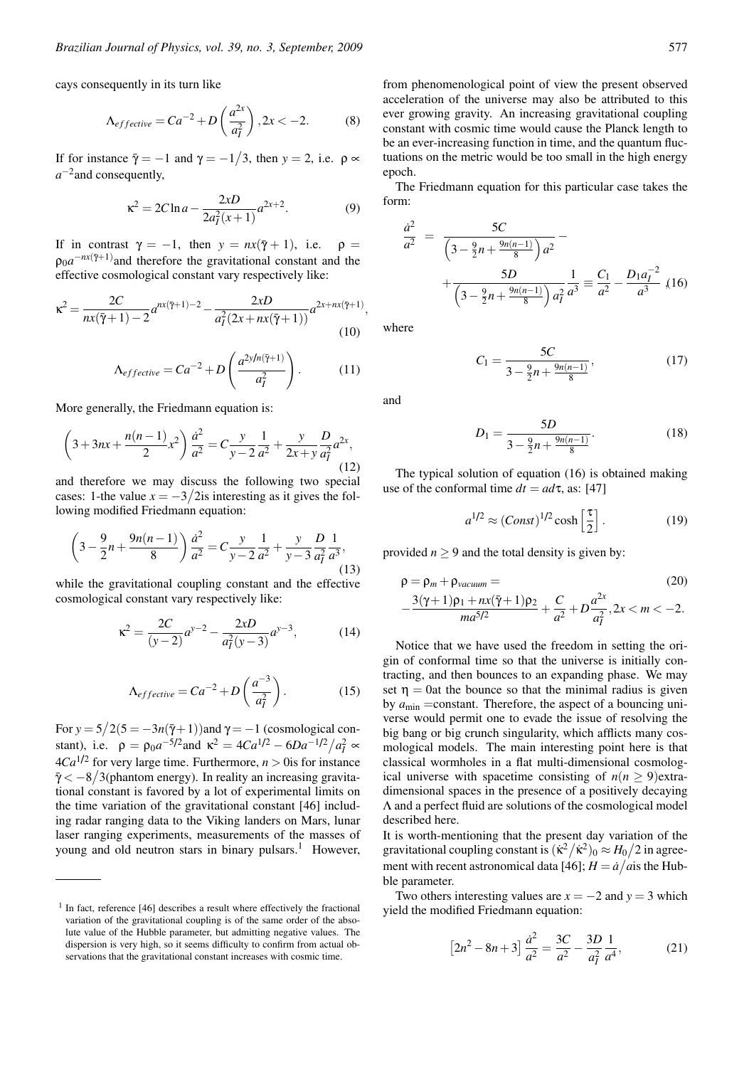cays consequently in its turn like

$$\Lambda_{effective} = Ca^{-2} + D\left(\frac{a^{2x}}{a_I^2}\right), 2x < -2. \quad (8)$$

If for instance $\bar{\gamma} = -1$ and $\gamma = -1/3$, then $y = 2$, i.e. $\rho \propto a^{-2}$and consequently,

$$\kappa^2 = 2C\ln a - \frac{2xD}{2a_I^2(x+1)}a^{2x+2}. \quad (9)$$

If in contrast $\gamma = -1$, then $y = nx(\bar{\gamma}+1)$, i.e. $\rho = \rho_0 a^{-nx(\bar{\gamma}+1)}$and therefore the gravitational constant and the effective cosmological constant vary respectively like:

$$\kappa^2 = \frac{2C}{nx(\bar{\gamma}+1)-2}a^{nx(\bar{\gamma}+1)-2} - \frac{2xD}{a_I^2(2x+nx(\bar{\gamma}+1))}a^{2x+nx(\bar{\gamma}+1)}, \quad (10)$$

$$\Lambda_{effective} = Ca^{-2} + D\left(\frac{a^{2y/n(\bar{\gamma}+1)}}{a_I^2}\right). \quad (11)$$

More generally, the Friedmann equation is:

$$\left(3+3nx+\frac{n(n-1)}{2}x^2\right)\frac{\dot{a}^2}{a^2} = C\frac{y}{y-2}\frac{1}{a^2} + \frac{y}{2x+y}\frac{D}{a_I^2}a^{2x}, \quad (12)$$

and therefore we may discuss the following two special cases: 1-the value $x = -3/2$is interesting as it gives the following modified Friedmann equation:

$$\left(3-\frac{9}{2}n+\frac{9n(n-1)}{8}\right)\frac{\dot{a}^2}{a^2} = C\frac{y}{y-2}\frac{1}{a^2} + \frac{y}{y-3}\frac{D}{a_I^2}\frac{1}{a^3}, \quad (13)$$

while the gravitational coupling constant and the effective cosmological constant vary respectively like:

$$\kappa^2 = \frac{2C}{(y-2)}a^{y-2} - \frac{2xD}{a_I^2(y-3)}a^{y-3}, \quad (14)$$

$$\Lambda_{effective} = Ca^{-2} + D\left(\frac{a^{-3}}{a_I^2}\right). \quad (15)$$

For $y = 5/2(5 = -3n(\bar{\gamma}+1))$and $\gamma = -1$ (cosmological constant), i.e. $\rho = \rho_0 a^{-5/2}$and $\kappa^2 = 4Ca^{1/2} - 6Da^{-1/2}/a_I^2 \propto 4Ca^{1/2}$ for very large time. Furthermore, $n > 0$is for instance $\bar{\gamma} < -8/3$(phantom energy). In reality an increasing gravitational constant is favored by a lot of experimental limits on the time variation of the gravitational constant [46] including radar ranging data to the Viking landers on Mars, lunar laser ranging experiments, measurements of the masses of young and old neutron stars in binary pulsars.[1] However, from phenomenological point of view the present observed acceleration of the universe may also be attributed to this ever growing gravity. An increasing gravitational coupling constant with cosmic time would cause the Planck length to be an ever-increasing function in time, and the quantum fluctuations on the metric would be too small in the high energy epoch.

The Friedmann equation for this particular case takes the form:

$$\frac{\dot{a}^2}{a^2} = \frac{5C}{\left(3-\frac{9}{2}n+\frac{9n(n-1)}{8}\right)a^2} - + \frac{5D}{\left(3-\frac{9}{2}n+\frac{9n(n-1)}{8}\right)a_I^2}\frac{1}{a^3} \equiv \frac{C_1}{a^2} - \frac{D_1 a_I^{-2}}{a^3}, \quad (16)$$

where

$$C_1 = \frac{5C}{3-\frac{9}{2}n+\frac{9n(n-1)}{8}}, \quad (17)$$

and

$$D_1 = \frac{5D}{3-\frac{9}{2}n+\frac{9n(n-1)}{8}}. \quad (18)$$

The typical solution of equation (16) is obtained making use of the conformal time $dt = ad\tau$, as: [47]

$$a^{1/2} \approx (Const)^{1/2}\cosh\left[\frac{\tau}{2}\right], \quad (19)$$

provided $n \geq 9$ and the total density is given by:

$$\rho = \rho_m + \rho_{vacuum} = \quad (20)$$
$$-\frac{3(\gamma+1)\rho_1 + nx(\bar{\gamma}+1)\rho_2}{ma^{5/2}} + \frac{C}{a^2} + D\frac{a^{2x}}{a_I^2}, 2x < m < -2.$$

Notice that we have used the freedom in setting the origin of conformal time so that the universe is initially contracting, and then bounces to an expanding phase. We may set $\eta = 0$at the bounce so that the minimal radius is given by $a_{\min}$ =constant. Therefore, the aspect of a bouncing universe would permit one to evade the issue of resolving the big bang or big crunch singularity, which afflicts many cosmological models. The main interesting point here is that classical wormholes in a flat multi-dimensional cosmological universe with spacetime consisting of $n(n \geq 9)$extra-dimensional spaces in the presence of a positively decaying $\Lambda$ and a perfect fluid are solutions of the cosmological model described here.

It is worth-mentioning that the present day variation of the gravitational coupling constant is $(\dot{\kappa}^2/\kappa^2)_0 \approx H_0/2$ in agreement with recent astronomical data [46]; $H = \dot{a}/a$is the Hubble parameter.

Two others interesting values are $x = -2$ and $y = 3$ which yield the modified Friedmann equation:

$$\left[2n^2 - 8n + 3\right]\frac{\dot{a}^2}{a^2} = \frac{3C}{a^2} - \frac{3D}{a_I^2}\frac{1}{a^4}, \quad (21)$$

[1] In fact, reference [46] describes a result where effectively the fractional variation of the gravitational coupling is of the same order of the absolute value of the Hubble parameter, but admitting negative values. The dispersion is very high, so it seems difficulty to confirm from actual observations that the gravitational constant increases with cosmic time.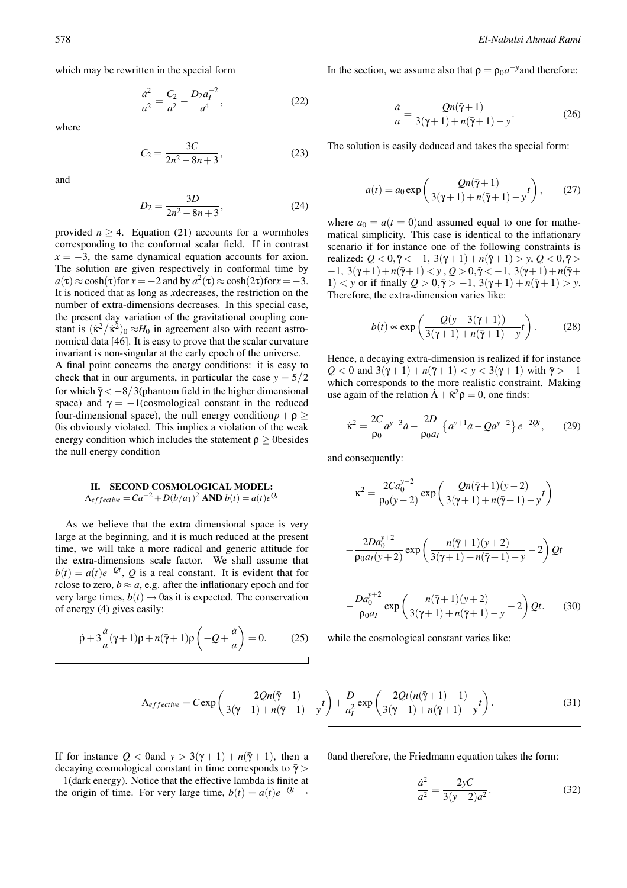which may be rewritten in the special form

$$\frac{\dot{a}^2}{a^2} = \frac{C_2}{a^2} - \frac{D_2 a_I^{-2}}{a^4}, \tag{22}$$

where

$$C_2 = \frac{3C}{2n^2 - 8n + 3}, \tag{23}$$

and

$$D_2 = \frac{3D}{2n^2 - 8n + 3}, \tag{24}$$

provided $n \geq 4$. Equation (21) accounts for a wormholes corresponding to the conformal scalar field. If in contrast $x = -3$, the same dynamical equation accounts for axion. The solution are given respectively in conformal time by $a(\tau) \approx \cosh(\tau)$ for $x = -2$ and by $a^2(\tau) \approx \cosh(2\tau)$ for $x = -3$. It is noticed that as long as $x$ decreases, the restriction on the number of extra-dimensions decreases. In this special case, the present day variation of the gravitational coupling constant is $(\dot{\kappa}^2/\dot{\kappa}^2)_0 \approx H_0$ in agreement also with recent astronomical data [46]. It is easy to prove that the scalar curvature invariant is non-singular at the early epoch of the universe.

A final point concerns the energy conditions: it is easy to check that in our arguments, in particular the case $y = 5/2$ for which $\bar{\gamma} < -8/3$ (phantom field in the higher dimensional space) and $\gamma = -1$ (cosmological constant in the reduced four-dimensional space), the null energy condition $p + \rho \geq 0$ is obviously violated. This implies a violation of the weak energy condition which includes the statement $\rho \geq 0$ besides the null energy condition

## II. SECOND COSMOLOGICAL MODEL: $\Lambda_{effective} = Ca^{-2} + D(b/a_1)^2$ AND $b(t) = a(t)e^{Q_t}$

As we believe that the extra dimensional space is very large at the beginning, and it is much reduced at the present time, we will take a more radical and generic attitude for the extra-dimensions scale factor. We shall assume that $b(t) = a(t)e^{-Qt}$, $Q$ is a real constant. It is evident that for $t$ close to zero, $b \approx a$, e.g. after the inflationary epoch and for very large times, $b(t) \to 0$ as it is expected. The conservation of energy (4) gives easily:

$$\dot{\rho} + 3\frac{\dot{a}}{a}(\gamma+1)\rho + n(\bar{\gamma}+1)\rho\left(-Q + \frac{\dot{a}}{a}\right) = 0. \tag{25}$$

In the section, we assume also that $\rho = \rho_0 a^{-y}$ and therefore:

$$\frac{\dot{a}}{a} = \frac{Qn(\bar{\gamma}+1)}{3(\gamma+1) + n(\bar{\gamma}+1) - y}. \tag{26}$$

The solution is easily deduced and takes the special form:

$$a(t) = a_0 \exp\left(\frac{Qn(\bar{\gamma}+1)}{3(\gamma+1) + n(\bar{\gamma}+1) - y}t\right), \tag{27}$$

where $a_0 = a(t = 0)$ and assumed equal to one for mathematical simplicity. This case is identical to the inflationary scenario if for instance one of the following constraints is realized: $Q < 0, \bar{\gamma} < -1,\ 3(\gamma+1) + n(\bar{\gamma}+1) > y$, $Q < 0, \bar{\gamma} > -1,\ 3(\gamma+1) + n(\bar{\gamma}+1) < y$, $Q > 0, \bar{\gamma} < -1,\ 3(\gamma+1) + n(\bar{\gamma}+1) < y$ or if finally $Q > 0, \bar{\gamma} > -1,\ 3(\gamma+1) + n(\bar{\gamma}+1) > y$. Therefore, the extra-dimension varies like:

$$b(t) \propto \exp\left(\frac{Q(y - 3(\gamma+1))}{3(\gamma+1) + n(\bar{\gamma}+1) - y}t\right). \tag{28}$$

Hence, a decaying extra-dimension is realized if for instance $Q < 0$ and $3(\gamma+1) + n(\bar{\gamma}+1) < y < 3(\gamma+1)$ with $\bar{\gamma} > -1$ which corresponds to the more realistic constraint. Making use again of the relation $\dot{\Lambda} + \dot{\kappa}^2\rho = 0$, one finds:

$$\dot{\kappa}^2 = \frac{2C}{\rho_0}a^{y-3}\dot{a} - \frac{2D}{\rho_0 a_I}\left\{a^{y+1}\dot{a} - Qa^{y+2}\right\}e^{-2Qt}, \tag{29}$$

and consequently:

$$\kappa^2 = \frac{2Ca_0^{y-2}}{\rho_0(y-2)}\exp\left(\frac{Qn(\bar{\gamma}+1)(y-2)}{3(\gamma+1) + n(\bar{\gamma}+1) - y}t\right)$$

$$-\frac{2Da_0^{y+2}}{\rho_0 a_I(y+2)}\exp\left(\frac{n(\bar{\gamma}+1)(y+2)}{3(\gamma+1) + n(\bar{\gamma}+1) - y} - 2\right)Qt$$

$$-\frac{Da_0^{y+2}}{\rho_0 a_I}\exp\left(\frac{n(\bar{\gamma}+1)(y+2)}{3(\gamma+1) + n(\bar{\gamma}+1) - y} - 2\right)Qt. \tag{30}$$

while the cosmological constant varies like:

$$\Lambda_{effective} = C\exp\left(\frac{-2Qn(\bar{\gamma}+1)}{3(\gamma+1) + n(\bar{\gamma}+1) - y}t\right) + \frac{D}{a_I^2}\exp\left(\frac{2Qt(n(\bar{\gamma}+1) - 1)}{3(\gamma+1) + n(\bar{\gamma}+1) - y}t\right). \tag{31}$$

If for instance $Q < 0$ and $y > 3(\gamma+1) + n(\bar{\gamma}+1)$, then a decaying cosmological constant in time corresponds to $\bar{\gamma} > -1$ (dark energy). Notice that the effective lambda is finite at the origin of time. For very large time, $b(t) = a(t)e^{-Qt} \to 0$ and therefore, the Friedmann equation takes the form:

$$\frac{\dot{a}^2}{a^2} = \frac{2yC}{3(y-2)a^2}. \tag{32}$$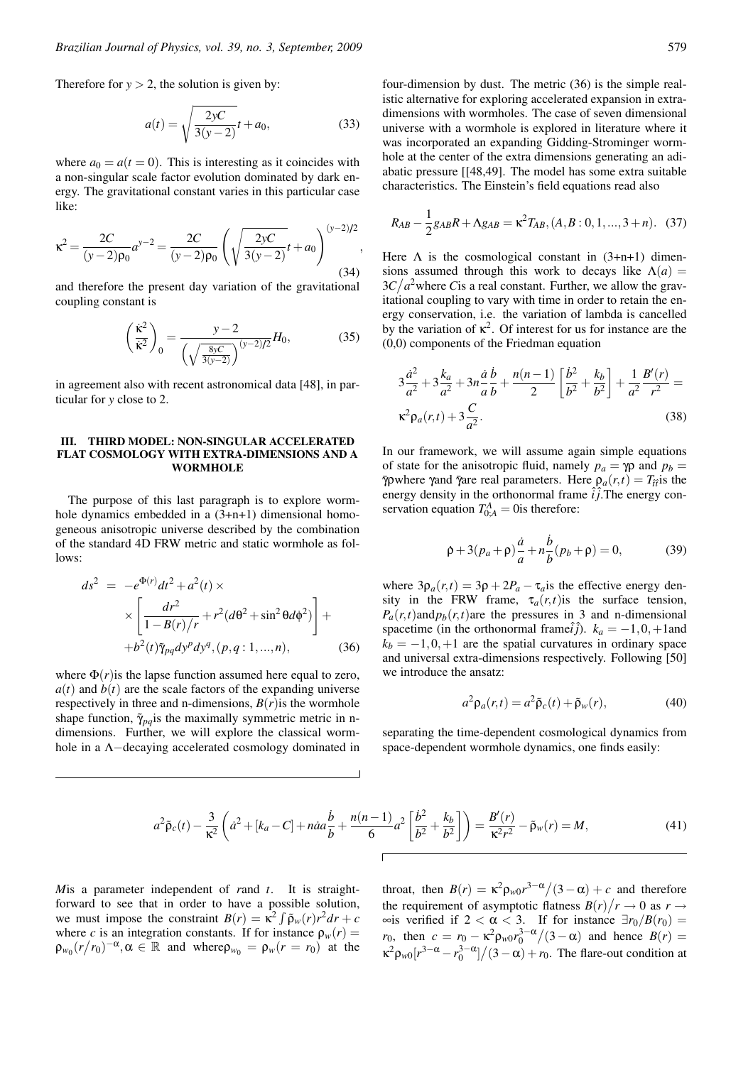Therefore for $y > 2$, the solution is given by:

$$a(t) = \sqrt{\frac{2yC}{3(y-2)}}t + a_0, \tag{33}$$

where $a_0 = a(t=0)$. This is interesting as it coincides with a non-singular scale factor evolution dominated by dark energy. The gravitational constant varies in this particular case like:

$$\kappa^2 = \frac{2C}{(y-2)\rho_0}a^{y-2} = \frac{2C}{(y-2)\rho_0}\left(\sqrt{\frac{2yC}{3(y-2)}}t + a_0\right)^{(y-2)/2}, \tag{34}$$

and therefore the present day variation of the gravitational coupling constant is

$$\left(\frac{\dot{\kappa}^2}{\kappa^2}\right)_0 = \frac{y-2}{\left(\sqrt{\frac{8yC}{3(y-2)}}\right)^{(y-2)/2}}H_0, \tag{35}$$

in agreement also with recent astronomical data [48], in particular for $y$ close to 2.

## III. THIRD MODEL: NON-SINGULAR ACCELERATED FLAT COSMOLOGY WITH EXTRA-DIMENSIONS AND A WORMHOLE

The purpose of this last paragraph is to explore wormhole dynamics embedded in a (3+n+1) dimensional homogeneous anisotropic universe described by the combination of the standard 4D FRW metric and static wormhole as follows:

$$\begin{aligned} ds^2 &= -e^{\Phi(r)}dt^2 + a^2(t) \times \\ &\times \left[\frac{dr^2}{1-B(r)/r} + r^2(d\theta^2 + \sin^2\theta d\phi^2)\right] + \\ &+ b^2(t)\tilde{\gamma}_{pq}dy^p dy^q, (p,q:1,...,n), \end{aligned} \tag{36}$$

where $\Phi(r)$ is the lapse function assumed here equal to zero, $a(t)$ and $b(t)$ are the scale factors of the expanding universe respectively in three and n-dimensions, $B(r)$ is the wormhole shape function, $\tilde{\gamma}_{pq}$ is the maximally symmetric metric in n-dimensions. Further, we will explore the classical wormhole in a $\Lambda-$decaying accelerated cosmology dominated in four-dimension by dust. The metric (36) is the simple realistic alternative for exploring accelerated expansion in extra-dimensions with wormholes. The case of seven dimensional universe with a wormhole is explored in literature where it was incorporated an expanding Gidding-Strominger wormhole at the center of the extra dimensions generating an adiabatic pressure [[48,49]. The model has some extra suitable characteristics. The Einstein's field equations read also

$$R_{AB} - \frac{1}{2}g_{AB}R + \Lambda g_{AB} = \kappa^2 T_{AB}, (A,B:0,1,...,3+n). \tag{37}$$

Here $\Lambda$ is the cosmological constant in (3+n+1) dimensions assumed through this work to decays like $\Lambda(a) = 3C/a^2$ where $C$ is a real constant. Further, we allow the gravitational coupling to vary with time in order to retain the energy conservation, i.e. the variation of lambda is cancelled by the variation of $\kappa^2$. Of interest for us for instance are the (0,0) components of the Friedman equation

$$\begin{aligned} &3\frac{\dot{a}^2}{a^2} + 3\frac{k_a}{a^2} + 3n\frac{\dot{a}}{a}\frac{\dot{b}}{b} + \frac{n(n-1)}{2}\left[\frac{\dot{b}^2}{b^2} + \frac{k_b}{b^2}\right] + \frac{1}{a^2}\frac{B'(r)}{r^2} = \\ &\kappa^2\rho_a(r,t) + 3\frac{C}{a^2}. \end{aligned} \tag{38}$$

In our framework, we will assume again simple equations of state for the anisotropic fluid, namely $p_a = \gamma\rho$ and $p_b = \tilde{\gamma}\rho$ where $\gamma$ and $\tilde{\gamma}$ are real parameters. Here $\rho_a(r,t) = T_{\hat{t}\hat{t}}$ is the energy density in the orthonormal frame $\hat{i}\hat{j}$. The energy conservation equation $T^A_{0;A} = 0$ is therefore:

$$\dot{\rho} + 3(p_a + \rho)\frac{\dot{a}}{a} + n\frac{\dot{b}}{b}(p_b + \rho) = 0, \tag{39}$$

where $3\rho_a(r,t) = 3\rho + 2P_a - \tau_a$ is the effective energy density in the FRW frame, $\tau_a(r,t)$ is the surface tension, $P_a(r,t)$ and $p_b(r,t)$ are the pressures in 3 and n-dimensional spacetime (in the orthonormal frame $\hat{i}\hat{j}$). $k_a = -1,0,+1$ and $k_b = -1,0,+1$ are the spatial curvatures in ordinary space and universal extra-dimensions respectively. Following [50] we introduce the ansatz:

$$a^2\rho_a(r,t) = a^2\tilde{\rho}_c(t) + \tilde{\rho}_w(r), \tag{40}$$

separating the time-dependent cosmological dynamics from space-dependent wormhole dynamics, one finds easily:

$$a^2\tilde{\rho}_c(t) - \frac{3}{\kappa^2}\left(\dot{a}^2 + [k_a - C] + n\dot{a}a\frac{\dot{b}}{b} + \frac{n(n-1)}{6}a^2\left[\frac{\dot{b}^2}{b^2} + \frac{k_b}{b^2}\right]\right) = \frac{B'(r)}{\kappa^2 r^2} - \tilde{\rho}_w(r) = M, \tag{41}$$

$M$ is a parameter independent of $r$ and $t$. It is straightforward to see that in order to have a possible solution, we must impose the constraint $B(r) = \kappa^2\int\tilde{\rho}_w(r)r^2dr + c$ where $c$ is an integration constants. If for instance $\rho_w(r) = \rho_{w_0}(r/r_0)^{-\alpha}, \alpha \in \mathbb{R}$ and where $\rho_{w_0} = \rho_w(r = r_0)$ at the throat, then $B(r) = \kappa^2\rho_{w0}r^{3-\alpha}/(3-\alpha) + c$ and therefore the requirement of asymptotic flatness $B(r)/r \to 0$ as $r \to \infty$ is verified if $2 < \alpha < 3$. If for instance $\exists r_0/B(r_0) = r_0$, then $c = r_0 - \kappa^2\rho_{w0}r_0^{3-\alpha}/(3-\alpha)$ and hence $B(r) = \kappa^2\rho_{w0}[r^{3-\alpha} - r_0^{3-\alpha}]/(3-\alpha) + r_0$. The flare-out condition at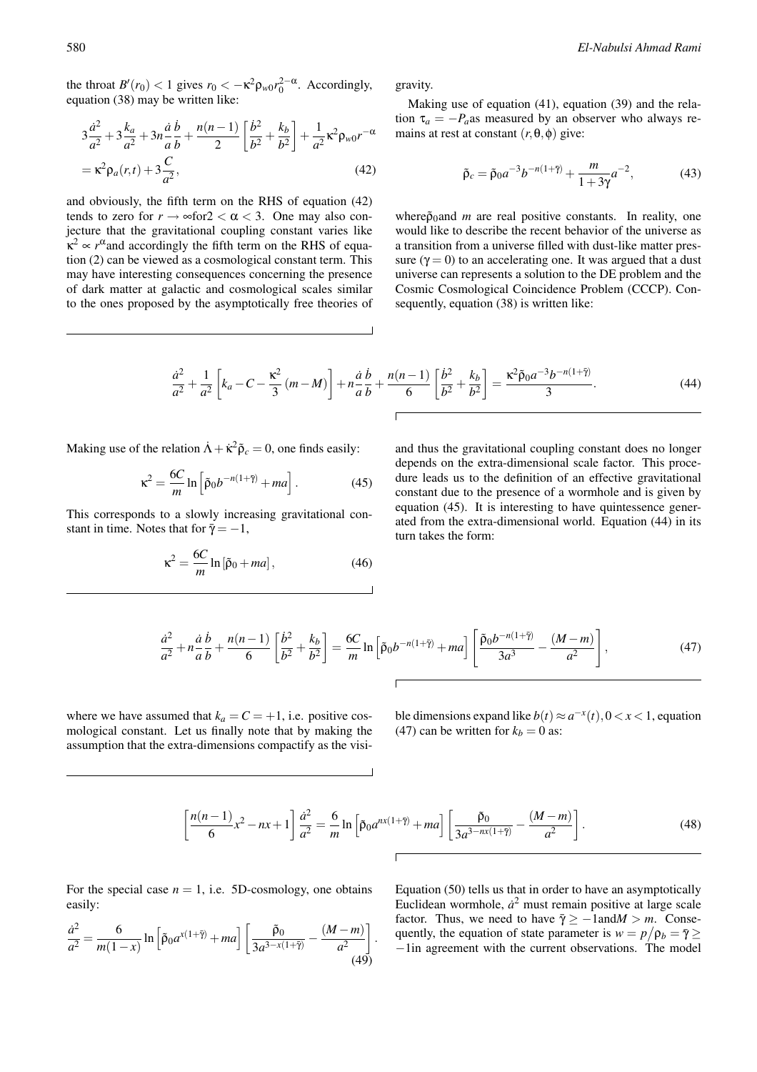the throat $B'(r_0) < 1$ gives $r_0 < -\kappa^2 \rho_{w0} r_0^{2-\alpha}$. Accordingly, equation (38) may be written like:

$$3\frac{\dot{a}^2}{a^2} + 3\frac{k_a}{a^2} + 3n\frac{\dot{a}}{a}\frac{\dot{b}}{b} + \frac{n(n-1)}{2}\left[\frac{\dot{b}^2}{b^2} + \frac{k_b}{b^2}\right] + \frac{1}{a^2}\kappa^2\rho_{w0}r^{-\alpha} = \kappa^2\rho_a(r,t) + 3\frac{C}{a^2}, \tag{42}$$

and obviously, the fifth term on the RHS of equation (42) tends to zero for $r \to \infty$for$2 < \alpha < 3$. One may also conjecture that the gravitational coupling constant varies like $\kappa^2 \propto r^\alpha$and accordingly the fifth term on the RHS of equation (2) can be viewed as a cosmological constant term. This may have interesting consequences concerning the presence of dark matter at galactic and cosmological scales similar to the ones proposed by the asymptotically free theories of gravity.

Making use of equation (41), equation (39) and the relation $\tau_a = -P_a$as measured by an observer who always remains at rest at constant $(r,\theta,\phi)$ give:

$$\tilde{\rho}_c = \tilde{\rho}_0 a^{-3} b^{-n(1+\bar{\gamma})} + \frac{m}{1+3\gamma}a^{-2}, \tag{43}$$

where$\tilde{\rho}_0$and $m$ are real positive constants. In reality, one would like to describe the recent behavior of the universe as a transition from a universe filled with dust-like matter pressure ($\gamma = 0$) to an accelerating one. It was argued that a dust universe can represents a solution to the DE problem and the Cosmic Cosmological Coincidence Problem (CCCP). Consequently, equation (38) is written like:

$$\frac{\dot{a}^2}{a^2} + \frac{1}{a^2}\left[k_a - C - \frac{\kappa^2}{3}(m-M)\right] + n\frac{\dot{a}}{a}\frac{\dot{b}}{b} + \frac{n(n-1)}{6}\left[\frac{\dot{b}^2}{b^2} + \frac{k_b}{b^2}\right] = \frac{\kappa^2\tilde{\rho}_0 a^{-3} b^{-n(1+\bar{\gamma})}}{3}. \tag{44}$$

Making use of the relation $\dot{\Lambda} + \dot{\kappa}^2\tilde{\rho}_c = 0$, one finds easily:

$$\kappa^2 = \frac{6C}{m}\ln\left[\tilde{\rho}_0 b^{-n(1+\bar{\gamma})} + ma\right]. \tag{45}$$

This corresponds to a slowly increasing gravitational constant in time. Notes that for $\bar{\gamma} = -1$,

$$\kappa^2 = \frac{6C}{m}\ln\left[\tilde{\rho}_0 + ma\right], \tag{46}$$

and thus the gravitational coupling constant does no longer depends on the extra-dimensional scale factor. This procedure leads us to the definition of an effective gravitational constant due to the presence of a wormhole and is given by equation (45). It is interesting to have quintessence generated from the extra-dimensional world. Equation (44) in its turn takes the form:

$$\frac{\dot{a}^2}{a^2} + n\frac{\dot{a}}{a}\frac{\dot{b}}{b} + \frac{n(n-1)}{6}\left[\frac{\dot{b}^2}{b^2} + \frac{k_b}{b^2}\right] = \frac{6C}{m}\ln\left[\tilde{\rho}_0 b^{-n(1+\bar{\gamma})} + ma\right]\left[\frac{\tilde{\rho}_0 b^{-n(1+\bar{\gamma})}}{3a^3} - \frac{(M-m)}{a^2}\right], \tag{47}$$

where we have assumed that $k_a = C = +1$, i.e. positive cosmological constant. Let us finally note that by making the assumption that the extra-dimensions compactify as the visible dimensions expand like $b(t) \approx a^{-x}(t), 0 < x < 1$, equation (47) can be written for $k_b = 0$ as:

$$\left[\frac{n(n-1)}{6}x^2 - nx + 1\right]\frac{\dot{a}^2}{a^2} = \frac{6}{m}\ln\left[\tilde{\rho}_0 a^{nx(1+\bar{\gamma})} + ma\right]\left[\frac{\tilde{\rho}_0}{3a^{3-nx(1+\bar{\gamma})}} - \frac{(M-m)}{a^2}\right]. \tag{48}$$

For the special case $n = 1$, i.e. 5D-cosmology, one obtains easily:

$$\frac{\dot{a}^2}{a^2} = \frac{6}{m(1-x)}\ln\left[\tilde{\rho}_0 a^{x(1+\bar{\gamma})} + ma\right]\left[\frac{\tilde{\rho}_0}{3a^{3-x(1+\bar{\gamma})}} - \frac{(M-m)}{a^2}\right]. \tag{49}$$

Equation (50) tells us that in order to have an asymptotically Euclidean wormhole, $\dot{a}^2$ must remain positive at large scale factor. Thus, we need to have $\bar{\gamma} \geq -1$and$M > m$. Consequently, the equation of state parameter is $w = p/\rho_b = \bar{\gamma} \geq -1$in agreement with the current observations. The model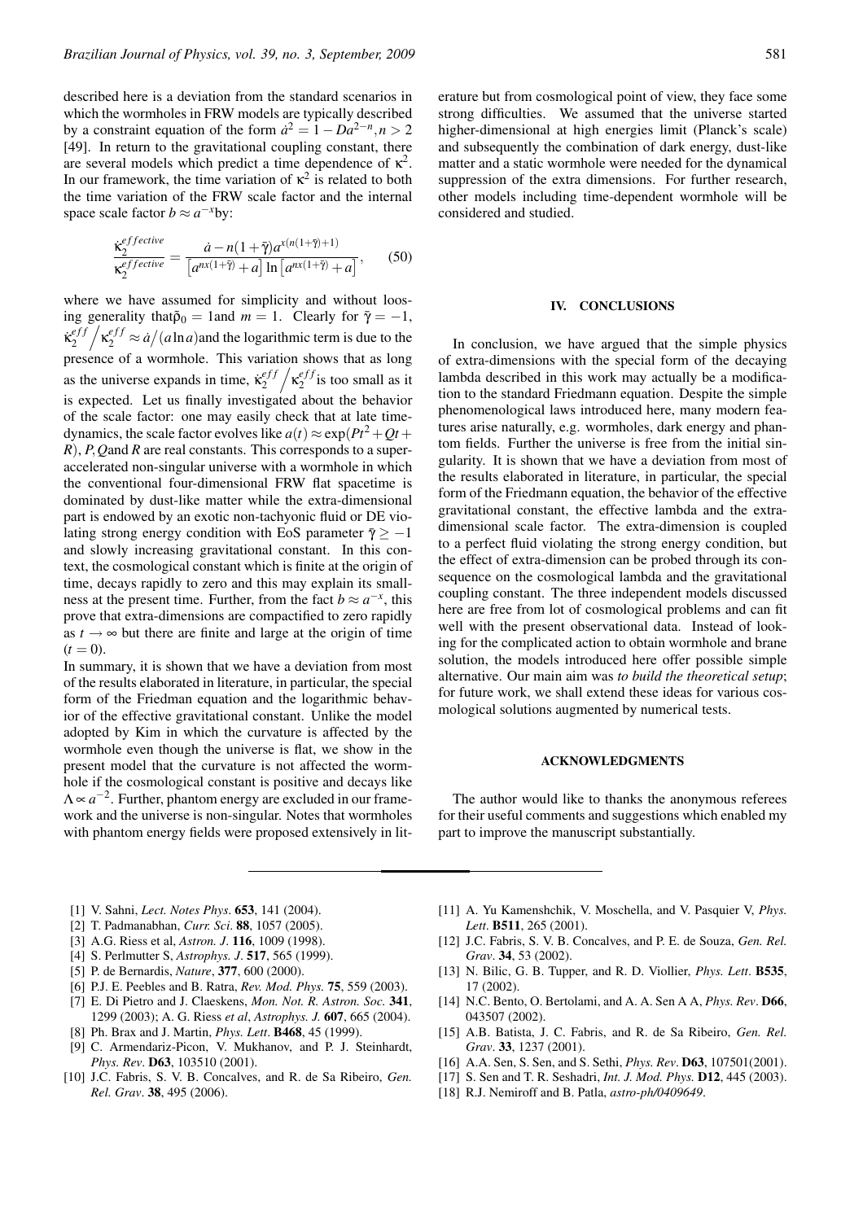described here is a deviation from the standard scenarios in which the wormholes in FRW models are typically described by a constraint equation of the form $\dot{a}^2 = 1 - Da^{2-n}, n > 2$ [49]. In return to the gravitational coupling constant, there are several models which predict a time dependence of $\kappa^2$. In our framework, the time variation of $\kappa^2$ is related to both the time variation of the FRW scale factor and the internal space scale factor $b \approx a^{-x}$by:

$$\frac{\dot{\kappa}_2^{effective}}{\kappa_2^{effective}} = \frac{\dot{a} - n(1+\bar{\gamma})a^{x(n(1+\bar{\gamma})+1)}}{\left[a^{nx(1+\bar{\gamma})} + a\right]\ln\left[a^{nx(1+\bar{\gamma})} + a\right]}, \quad (50)$$

where we have assumed for simplicity and without loosing generality that$\tilde{\rho}_0 = 1$and $m = 1$. Clearly for $\bar{\gamma} = -1$, $\dot{\kappa}_2^{eff} \Big/ \kappa_2^{eff} \approx \dot{a} \big/ (a \ln a)$and the logarithmic term is due to the presence of a wormhole. This variation shows that as long as the universe expands in time, $\dot{\kappa}_2^{eff} \Big/ \kappa_2^{eff}$is too small as it is expected. Let us finally investigated about the behavior of the scale factor: one may easily check that at late time-dynamics, the scale factor evolves like $a(t) \approx \exp(Pt^2 + Qt + R)$, $P, Q$and $R$ are real constants. This corresponds to a super-accelerated non-singular universe with a wormhole in which the conventional four-dimensional FRW flat spacetime is dominated by dust-like matter while the extra-dimensional part is endowed by an exotic non-tachyonic fluid or DE violating strong energy condition with EoS parameter $\bar{\gamma} \geq -1$ and slowly increasing gravitational constant. In this context, the cosmological constant which is finite at the origin of time, decays rapidly to zero and this may explain its smallness at the present time. Further, from the fact $b \approx a^{-x}$, this prove that extra-dimensions are compactified to zero rapidly as $t \to \infty$ but there are finite and large at the origin of time $(t = 0)$.

In summary, it is shown that we have a deviation from most of the results elaborated in literature, in particular, the special form of the Friedman equation and the logarithmic behavior of the effective gravitational constant. Unlike the model adopted by Kim in which the curvature is affected by the wormhole even though the universe is flat, we show in the present model that the curvature is not affected the wormhole if the cosmological constant is positive and decays like $\Lambda \propto a^{-2}$. Further, phantom energy are excluded in our framework and the universe is non-singular. Notes that wormholes with phantom energy fields were proposed extensively in literature but from cosmological point of view, they face some strong difficulties. We assumed that the universe started higher-dimensional at high energies limit (Planck's scale) and subsequently the combination of dark energy, dust-like matter and a static wormhole were needed for the dynamical suppression of the extra dimensions. For further research, other models including time-dependent wormhole will be considered and studied.

## IV. CONCLUSIONS

In conclusion, we have argued that the simple physics of extra-dimensions with the special form of the decaying lambda described in this work may actually be a modification to the standard Friedmann equation. Despite the simple phenomenological laws introduced here, many modern features arise naturally, e.g. wormholes, dark energy and phantom fields. Further the universe is free from the initial singularity. It is shown that we have a deviation from most of the results elaborated in literature, in particular, the special form of the Friedmann equation, the behavior of the effective gravitational constant, the effective lambda and the extra-dimensional scale factor. The extra-dimension is coupled to a perfect fluid violating the strong energy condition, but the effect of extra-dimension can be probed through its consequence on the cosmological lambda and the gravitational coupling constant. The three independent models discussed here are free from lot of cosmological problems and can fit well with the present observational data. Instead of looking for the complicated action to obtain wormhole and brane solution, the models introduced here offer possible simple alternative. Our main aim was *to build the theoretical setup*; for future work, we shall extend these ideas for various cosmological solutions augmented by numerical tests.

## ACKNOWLEDGMENTS

The author would like to thanks the anonymous referees for their useful comments and suggestions which enabled my part to improve the manuscript substantially.

---

[1] V. Sahni, *Lect. Notes Phys*. **653**, 141 (2004).
[2] T. Padmanabhan, *Curr. Sci*. **88**, 1057 (2005).
[3] A.G. Riess et al, *Astron. J*. **116**, 1009 (1998).
[4] S. Perlmutter S, *Astrophys. J*. **517**, 565 (1999).
[5] P. de Bernardis, *Nature*, **377**, 600 (2000).
[6] P.J. E. Peebles and B. Ratra, *Rev. Mod. Phys.* **75**, 559 (2003).
[7] E. Di Pietro and J. Claeskens, *Mon. Not. R. Astron. Soc.* **341**, 1299 (2003); A. G. Riess *et al*, *Astrophys. J.* **607**, 665 (2004).
[8] Ph. Brax and J. Martin, *Phys. Lett*. **B468**, 45 (1999).
[9] C. Armendariz-Picon, V. Mukhanov, and P. J. Steinhardt, *Phys. Rev*. **D63**, 103510 (2001).
[10] J.C. Fabris, S. V. B. Concalves, and R. de Sa Ribeiro, *Gen. Rel. Grav*. **38**, 495 (2006).
[11] A. Yu Kamenshchik, V. Moschella, and V. Pasquier V, *Phys. Lett*. **B511**, 265 (2001).
[12] J.C. Fabris, S. V. B. Concalves, and P. E. de Souza, *Gen. Rel. Grav*. **34**, 53 (2002).
[13] N. Bilic, G. B. Tupper, and R. D. Viollier, *Phys. Lett*. **B535**, 17 (2002).
[14] N.C. Bento, O. Bertolami, and A. A. Sen A A, *Phys. Rev*. **D66**, 043507 (2002).
[15] A.B. Batista, J. C. Fabris, and R. de Sa Ribeiro, *Gen. Rel. Grav*. **33**, 1237 (2001).
[16] A.A. Sen, S. Sen, and S. Sethi, *Phys. Rev*. **D63**, 107501(2001).
[17] S. Sen and T. R. Seshadri, *Int. J. Mod. Phys*. **D12**, 445 (2003).
[18] R.J. Nemiroff and B. Patla, *astro-ph/0409649*.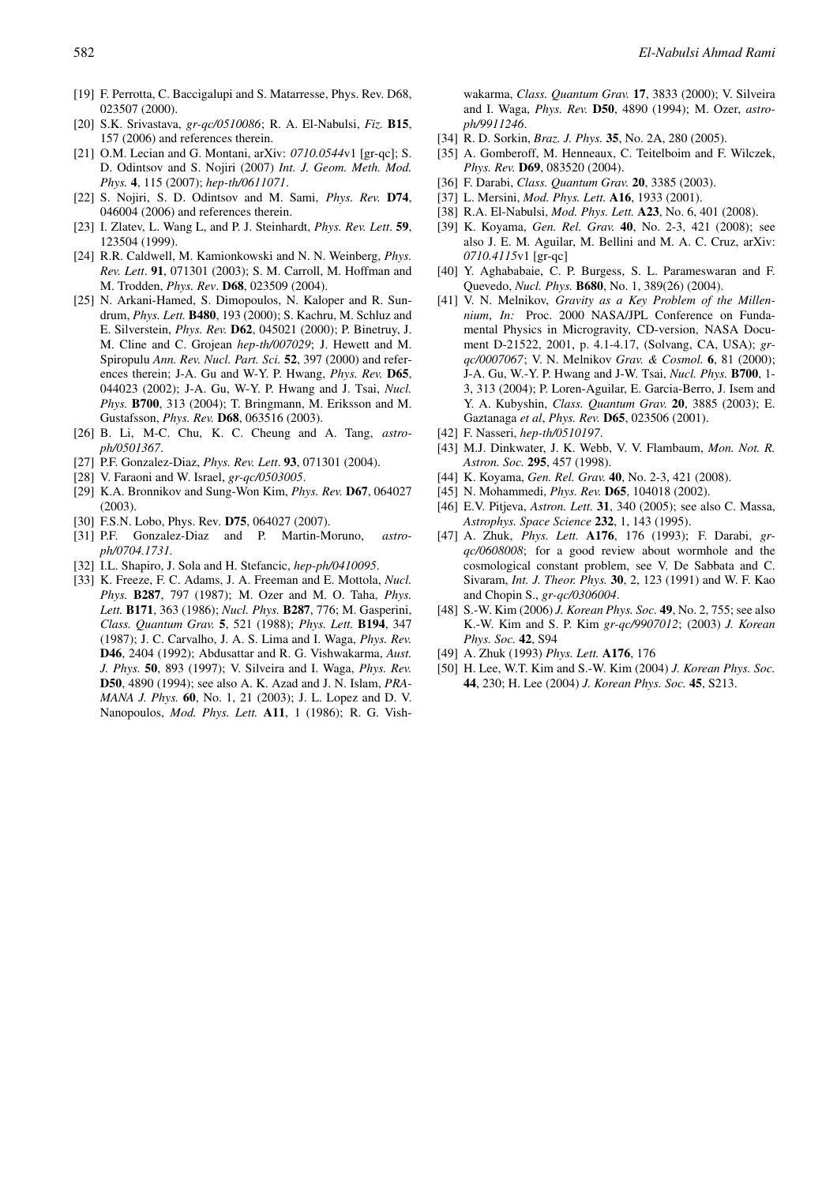[19] F. Perrotta, C. Baccigalupi and S. Matarresse, Phys. Rev. D68, 023507 (2000).

[20] S.K. Srivastava, *gr-qc/0510086*; R. A. El-Nabulsi, *Fiz.* **B15**, 157 (2006) and references therein.

[21] O.M. Lecian and G. Montani, arXiv: *0710.0544*v1 [gr-qc]; S. D. Odintsov and S. Nojiri (2007) *Int. J. Geom. Meth. Mod. Phys.* **4**, 115 (2007); *hep-th/0611071*.

[22] S. Nojiri, S. D. Odintsov and M. Sami, *Phys. Rev.* **D74**, 046004 (2006) and references therein.

[23] I. Zlatev, L. Wang L, and P. J. Steinhardt, *Phys. Rev. Lett*. **59**, 123504 (1999).

[24] R.R. Caldwell, M. Kamionkowski and N. N. Weinberg, *Phys. Rev. Lett*. **91**, 071301 (2003); S. M. Carroll, M. Hoffman and M. Trodden, *Phys. Rev*. **D68**, 023509 (2004).

[25] N. Arkani-Hamed, S. Dimopoulos, N. Kaloper and R. Sundrum, *Phys. Lett.* **B480**, 193 (2000); S. Kachru, M. Schluz and E. Silverstein, *Phys. Rev.* **D62**, 045021 (2000); P. Binetruy, J. M. Cline and C. Grojean *hep-th/007029*; J. Hewett and M. Spiropulu *Ann. Rev. Nucl. Part. Sci.* **52**, 397 (2000) and references therein; J-A. Gu and W-Y. P. Hwang, *Phys. Rev.* **D65**, 044023 (2002); J-A. Gu, W-Y. P. Hwang and J. Tsai, *Nucl. Phys.* **B700**, 313 (2004); T. Bringmann, M. Eriksson and M. Gustafsson, *Phys. Rev.* **D68**, 063516 (2003).

[26] B. Li, M-C. Chu, K. C. Cheung and A. Tang, *astro-ph/0501367*.

[27] P.F. Gonzalez-Diaz, *Phys. Rev. Lett*. **93**, 071301 (2004).

[28] V. Faraoni and W. Israel, *gr-qc/0503005*.

[29] K.A. Bronnikov and Sung-Won Kim, *Phys. Rev.* **D67**, 064027 (2003).

[30] F.S.N. Lobo, Phys. Rev. **D75**, 064027 (2007).

[31] P.F. Gonzalez-Diaz and P. Martin-Moruno, *astro-ph/0704.1731*.

[32] I.L. Shapiro, J. Sola and H. Stefancic, *hep-ph/0410095*.

[33] K. Freeze, F. C. Adams, J. A. Freeman and E. Mottola, *Nucl. Phys.* **B287**, 797 (1987); M. Ozer and M. O. Taha, *Phys. Lett.* **B171**, 363 (1986); *Nucl. Phys.* **B287**, 776; M. Gasperini, *Class. Quantum Grav.* **5**, 521 (1988); *Phys. Lett.* **B194**, 347 (1987); J. C. Carvalho, J. A. S. Lima and I. Waga, *Phys. Rev.* **D46**, 2404 (1992); Abdusattar and R. G. Vishwakarma, *Aust. J. Phys.* **50**, 893 (1997); V. Silveira and I. Waga, *Phys. Rev.* **D50**, 4890 (1994); see also A. K. Azad and J. N. Islam, *PRAMANA J. Phys.* **60**, No. 1, 21 (2003); J. L. Lopez and D. V. Nanopoulos, *Mod. Phys. Lett.* **A11**, 1 (1986); R. G. Vishwakarma, *Class. Quantum Grav.* **17**, 3833 (2000); V. Silveira and I. Waga, *Phys. Rev.* **D50**, 4890 (1994); M. Ozer, *astro-ph/9911246*.

[34] R. D. Sorkin, *Braz. J. Phys.* **35**, No. 2A, 280 (2005).

[35] A. Gomberoff, M. Henneaux, C. Teitelboim and F. Wilczek, *Phys. Rev.* **D69**, 083520 (2004).

[36] F. Darabi, *Class. Quantum Grav.* **20**, 3385 (2003).

[37] L. Mersini, *Mod. Phys. Lett.* **A16**, 1933 (2001).

[38] R.A. El-Nabulsi, *Mod. Phys. Lett.* **A23**, No. 6, 401 (2008).

[39] K. Koyama, *Gen. Rel. Grav.* **40**, No. 2-3, 421 (2008); see also J. E. M. Aguilar, M. Bellini and M. A. C. Cruz, arXiv: *0710.4115*v1 [gr-qc]

[40] Y. Aghababaie, C. P. Burgess, S. L. Parameswaran and F. Quevedo, *Nucl. Phys.* **B680**, No. 1, 389(26) (2004).

[41] V. N. Melnikov, *Gravity as a Key Problem of the Millennium*, *In:* Proc. 2000 NASA/JPL Conference on Fundamental Physics in Microgravity, CD-version, NASA Document D-21522, 2001, p. 4.1-4.17, (Solvang, CA, USA); *gr-qc/0007067*; V. N. Melnikov *Grav. & Cosmol.* **6**, 81 (2000); J-A. Gu, W.-Y. P. Hwang and J-W. Tsai, *Nucl. Phys.* **B700**, 1-3, 313 (2004); P. Loren-Aguilar, E. Garcia-Berro, J. Isem and Y. A. Kubyshin, *Class. Quantum Grav.* **20**, 3885 (2003); E. Gaztanaga *et al*, *Phys. Rev.* **D65**, 023506 (2001).

[42] F. Nasseri, *hep-th/0510197*.

[43] M.J. Dinkwater, J. K. Webb, V. V. Flambaum, *Mon. Not. R. Astron. Soc.* **295**, 457 (1998).

[44] K. Koyama, *Gen. Rel. Grav.* **40**, No. 2-3, 421 (2008).

[45] N. Mohammedi, *Phys. Rev.* **D65**, 104018 (2002).

[46] E.V. Pitjeva, *Astron. Lett.* **31**, 340 (2005); see also C. Massa, *Astrophys. Space Science* **232**, 1, 143 (1995).

[47] A. Zhuk, *Phys. Lett.* **A176**, 176 (1993); F. Darabi, *gr-qc/0608008*; for a good review about wormhole and the cosmological constant problem, see V. De Sabbata and C. Sivaram, *Int. J. Theor. Phys.* **30**, 2, 123 (1991) and W. F. Kao and Chopin S., *gr-qc/0306004*.

[48] S.-W. Kim (2006) *J. Korean Phys. Soc.* **49**, No. 2, 755; see also K.-W. Kim and S. P. Kim *gr-qc/9907012*; (2003) *J. Korean Phys. Soc.* **42**, S94

[49] A. Zhuk (1993) *Phys. Lett.* **A176**, 176

[50] H. Lee, W.T. Kim and S.-W. Kim (2004) *J. Korean Phys. Soc.* **44**, 230; H. Lee (2004) *J. Korean Phys. Soc.* **45**, S213.